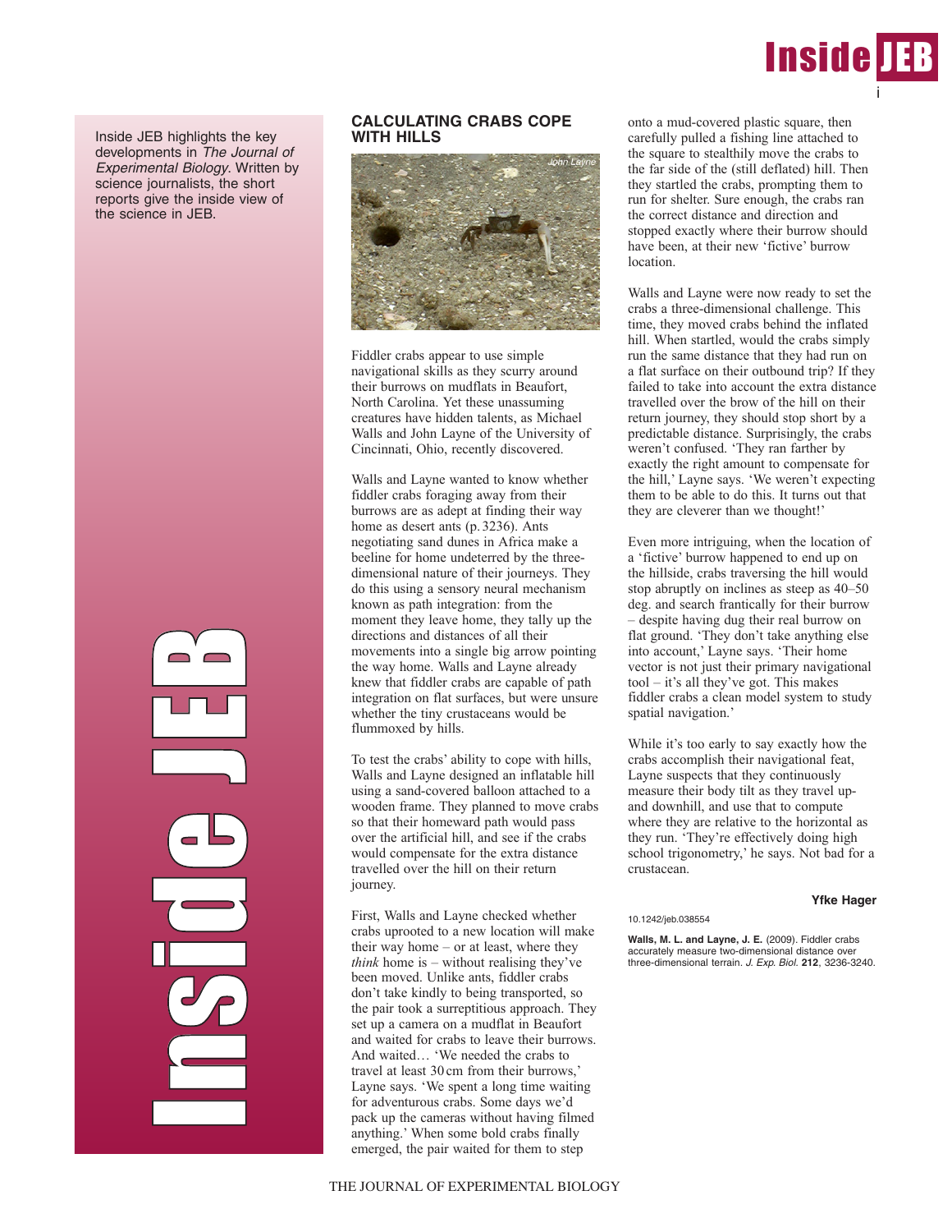Inside JEB highlights the key developments in *The Journal of Experimental Biology*. Written by science journalists, the short reports give the inside view of the science in JEB.

## CALCULATING CRABS COPE WITH HILLS

John Layne

Fiddler crabs appear to use simple navigational skills as they scurry around their burrows on mudflats in Beaufort, North Carolina. Yet these unassuming creatures have hidden talents, as Michael Walls and John Layne of the University of Cincinnati, Ohio, recently discovered.

Walls and Layne wanted to know whether fiddler crabs foraging away from their burrows are as adept at finding their way home as desert ants (p. 3236). Ants negotiating sand dunes in Africa make a beeline for home undeterred by the three-dimensional nature of their journeys. They do this using a sensory neural mechanism known as path integration: from the moment they leave home, they tally up the directions and distances of all their movements into a single big arrow pointing the way home. Walls and Layne already knew that fiddler crabs are capable of path integration on flat surfaces, but were unsure whether the tiny crustaceans would be flummoxed by hills.

To test the crabs' ability to cope with hills, Walls and Layne designed an inflatable hill using a sand-covered balloon attached to a wooden frame. They planned to move crabs so that their homeward path would pass over the artificial hill, and see if the crabs would compensate for the extra distance travelled over the hill on their return journey.

First, Walls and Layne checked whether crabs uprooted to a new location will make their way home – or at least, where they *think* home is – without realising they've been moved. Unlike ants, fiddler crabs don't take kindly to being transported, so the pair took a surreptitious approach. They set up a camera on a mudflat in Beaufort and waited for crabs to leave their burrows. And waited… 'We needed the crabs to travel at least 30 cm from their burrows,' Layne says. 'We spent a long time waiting for adventurous crabs. Some days we'd pack up the cameras without having filmed anything.' When some bold crabs finally emerged, the pair waited for them to step onto a mud-covered plastic square, then carefully pulled a fishing line attached to the square to stealthily move the crabs to the far side of the (still deflated) hill. Then they startled the crabs, prompting them to run for shelter. Sure enough, the crabs ran the correct distance and direction and stopped exactly where their burrow should have been, at their new 'fictive' burrow location.

Walls and Layne were now ready to set the crabs a three-dimensional challenge. This time, they moved crabs behind the inflated hill. When startled, would the crabs simply run the same distance that they had run on a flat surface on their outbound trip? If they failed to take into account the extra distance travelled over the brow of the hill on their return journey, they should stop short by a predictable distance. Surprisingly, the crabs weren't confused. 'They ran farther by exactly the right amount to compensate for the hill,' Layne says. 'We weren't expecting them to be able to do this. It turns out that they are cleverer than we thought!'

Even more intriguing, when the location of a 'fictive' burrow happened to end up on the hillside, crabs traversing the hill would stop abruptly on inclines as steep as 40–50 deg. and search frantically for their burrow – despite having dug their real burrow on flat ground. 'They don't take anything else into account,' Layne says. 'Their home vector is not just their primary navigational tool – it's all they've got. This makes fiddler crabs a clean model system to study spatial navigation.'

While it's too early to say exactly how the crabs accomplish their navigational feat, Layne suspects that they continuously measure their body tilt as they travel up- and downhill, and use that to compute where they are relative to the horizontal as they run. 'They're effectively doing high school trigonometry,' he says. Not bad for a crustacean.

**Yfke Hager**

10.1242/jeb.038554

**Walls, M. L. and Layne, J. E.** (2009). Fiddler crabs accurately measure two-dimensional distance over three-dimensional terrain. *J. Exp. Biol.* **212**, 3236-3240.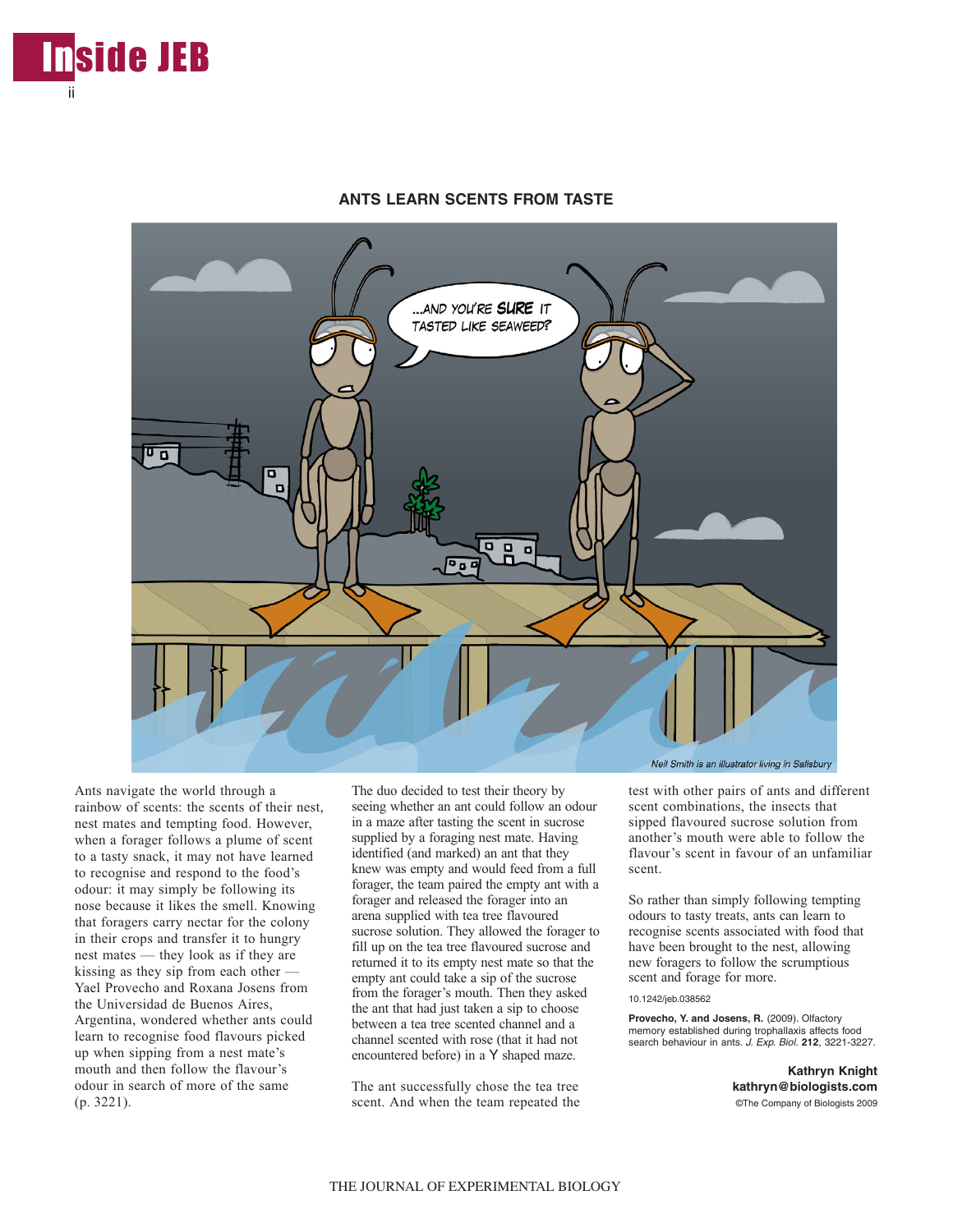## ANTS LEARN SCENTS FROM TASTE

Neil Smith is an illustrator living in Salisbury

Ants navigate the world through a rainbow of scents: the scents of their nest, nest mates and tempting food. However, when a forager follows a plume of scent to a tasty snack, it may not have learned to recognise and respond to the food's odour: it may simply be following its nose because it likes the smell. Knowing that foragers carry nectar for the colony in their crops and transfer it to hungry nest mates — they look as if they are kissing as they sip from each other — Yael Provecho and Roxana Josens from the Universidad de Buenos Aires, Argentina, wondered whether ants could learn to recognise food flavours picked up when sipping from a nest mate's mouth and then follow the flavour's odour in search of more of the same (p. 3221).

The duo decided to test their theory by seeing whether an ant could follow an odour in a maze after tasting the scent in sucrose supplied by a foraging nest mate. Having identified (and marked) an ant that they knew was empty and would feed from a full forager, the team paired the empty ant with a forager and released the forager into an arena supplied with tea tree flavoured sucrose solution. They allowed the forager to fill up on the tea tree flavoured sucrose and returned it to its empty nest mate so that the empty ant could take a sip of the sucrose from the forager's mouth. Then they asked the ant that had just taken a sip to choose between a tea tree scented channel and a channel scented with rose (that it had not encountered before) in a Y shaped maze.

The ant successfully chose the tea tree scent. And when the team repeated the test with other pairs of ants and different scent combinations, the insects that sipped flavoured sucrose solution from another's mouth were able to follow the flavour's scent in favour of an unfamiliar scent.

So rather than simply following tempting odours to tasty treats, ants can learn to recognise scents associated with food that have been brought to the nest, allowing new foragers to follow the scrumptious scent and forage for more.

10.1242/jeb.038562

**Provecho, Y. and Josens, R.** (2009). Olfactory memory established during trophallaxis affects food search behaviour in ants. *J. Exp. Biol.* **212**, 3221-3227.

**Kathryn Knight**
**kathryn@biologists.com**

©The Company of Biologists 2009